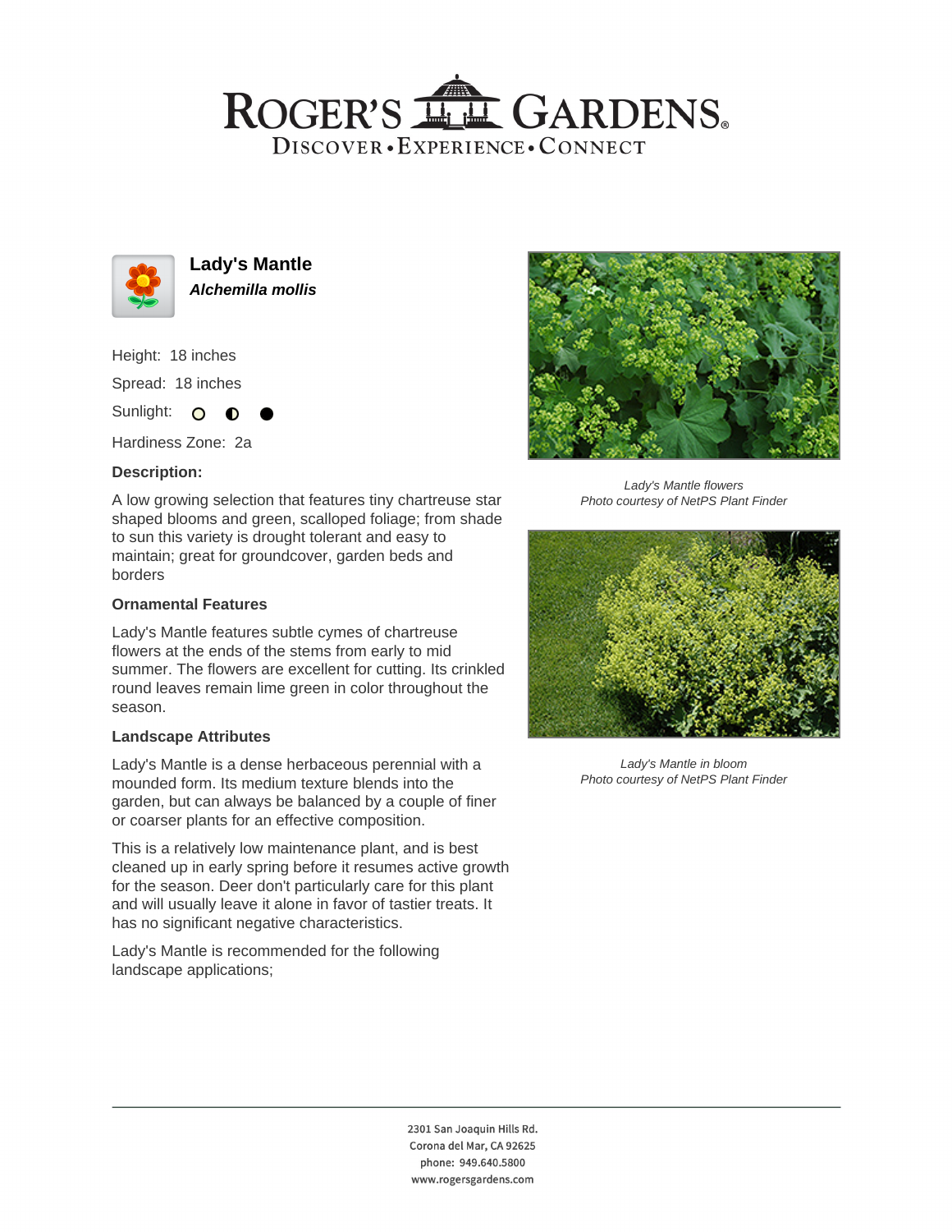# ROGER'S GARDENS

DISCOVER • EXPERIENCE • CONNECT

## Lady's Mantle

***Alchemilla mollis***

Height: 18 inches

Spread: 18 inches

Sunlight:

Hardiness Zone: 2a

### Description:

A low growing selection that features tiny chartreuse star shaped blooms and green, scalloped foliage; from shade to sun this variety is drought tolerant and easy to maintain; great for groundcover, garden beds and borders

### Ornamental Features

Lady's Mantle features subtle cymes of chartreuse flowers at the ends of the stems from early to mid summer. The flowers are excellent for cutting. Its crinkled round leaves remain lime green in color throughout the season.

### Landscape Attributes

Lady's Mantle is a dense herbaceous perennial with a mounded form. Its medium texture blends into the garden, but can always be balanced by a couple of finer or coarser plants for an effective composition.

This is a relatively low maintenance plant, and is best cleaned up in early spring before it resumes active growth for the season. Deer don't particularly care for this plant and will usually leave it alone in favor of tastier treats. It has no significant negative characteristics.

Lady's Mantle is recommended for the following landscape applications;

*Lady's Mantle flowers*
*Photo courtesy of NetPS Plant Finder*

*Lady's Mantle in bloom*
*Photo courtesy of NetPS Plant Finder*

2301 San Joaquin Hills Rd.
Corona del Mar, CA 92625
phone: 949.640.5800
www.rogersgardens.com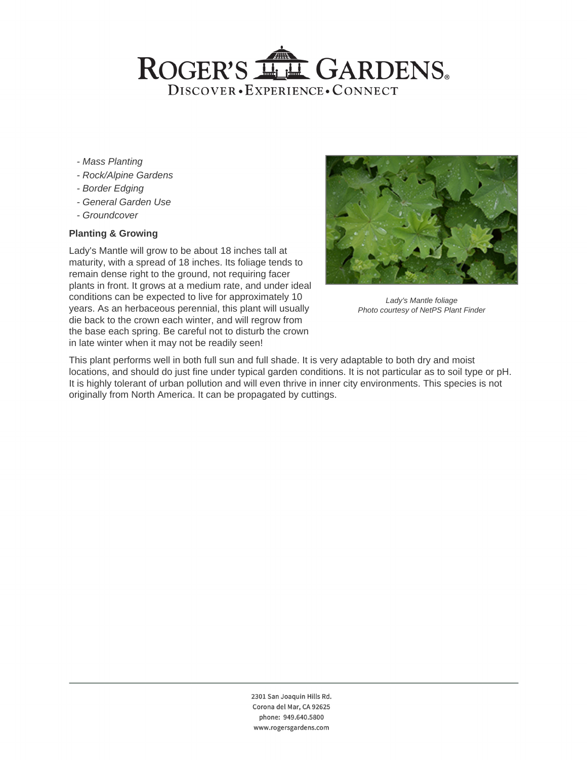- *Mass Planting*
- *Rock/Alpine Gardens*
- *Border Edging*
- *General Garden Use*
- *Groundcover*

**Planting & Growing**

Lady's Mantle will grow to be about 18 inches tall at maturity, with a spread of 18 inches. Its foliage tends to remain dense right to the ground, not requiring facer plants in front. It grows at a medium rate, and under ideal conditions can be expected to live for approximately 10 years. As an herbaceous perennial, this plant will usually die back to the crown each winter, and will regrow from the base each spring. Be careful not to disturb the crown in late winter when it may not be readily seen!

*Lady's Mantle foliage*
*Photo courtesy of NetPS Plant Finder*

This plant performs well in both full sun and full shade. It is very adaptable to both dry and moist locations, and should do just fine under typical garden conditions. It is not particular as to soil type or pH. It is highly tolerant of urban pollution and will even thrive in inner city environments. This species is not originally from North America. It can be propagated by cuttings.